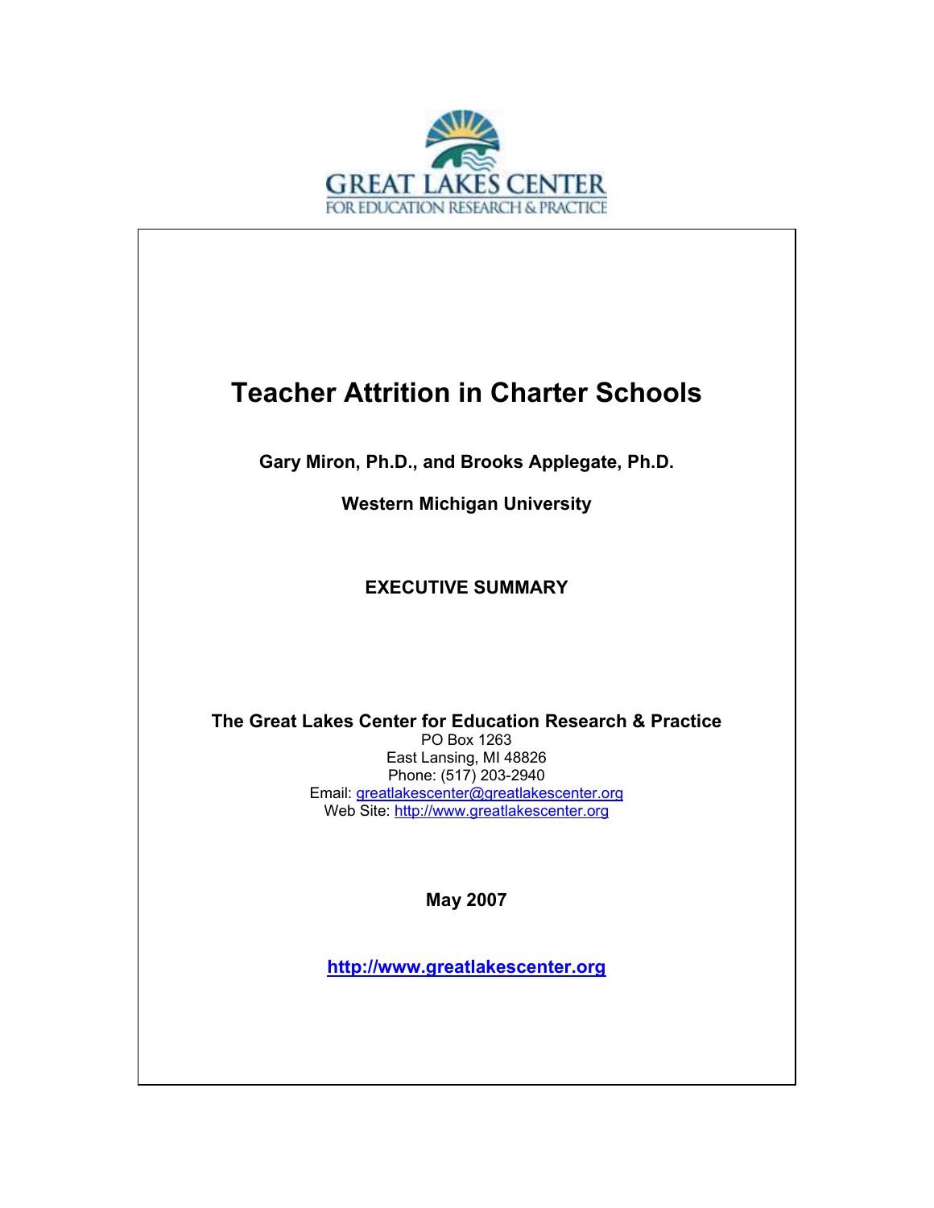GREAT LAKES CENTER
FOR EDUCATION RESEARCH & PRACTICE

# Teacher Attrition in Charter Schools

**Gary Miron, Ph.D., and Brooks Applegate, Ph.D.**

**Western Michigan University**

**EXECUTIVE SUMMARY**

**The Great Lakes Center for Education Research & Practice**
PO Box 1263
East Lansing, MI 48826
Phone: (517) 203-2940
Email: greatlakescenter@greatlakescenter.org
Web Site: http://www.greatlakescenter.org

**May 2007**

**http://www.greatlakescenter.org**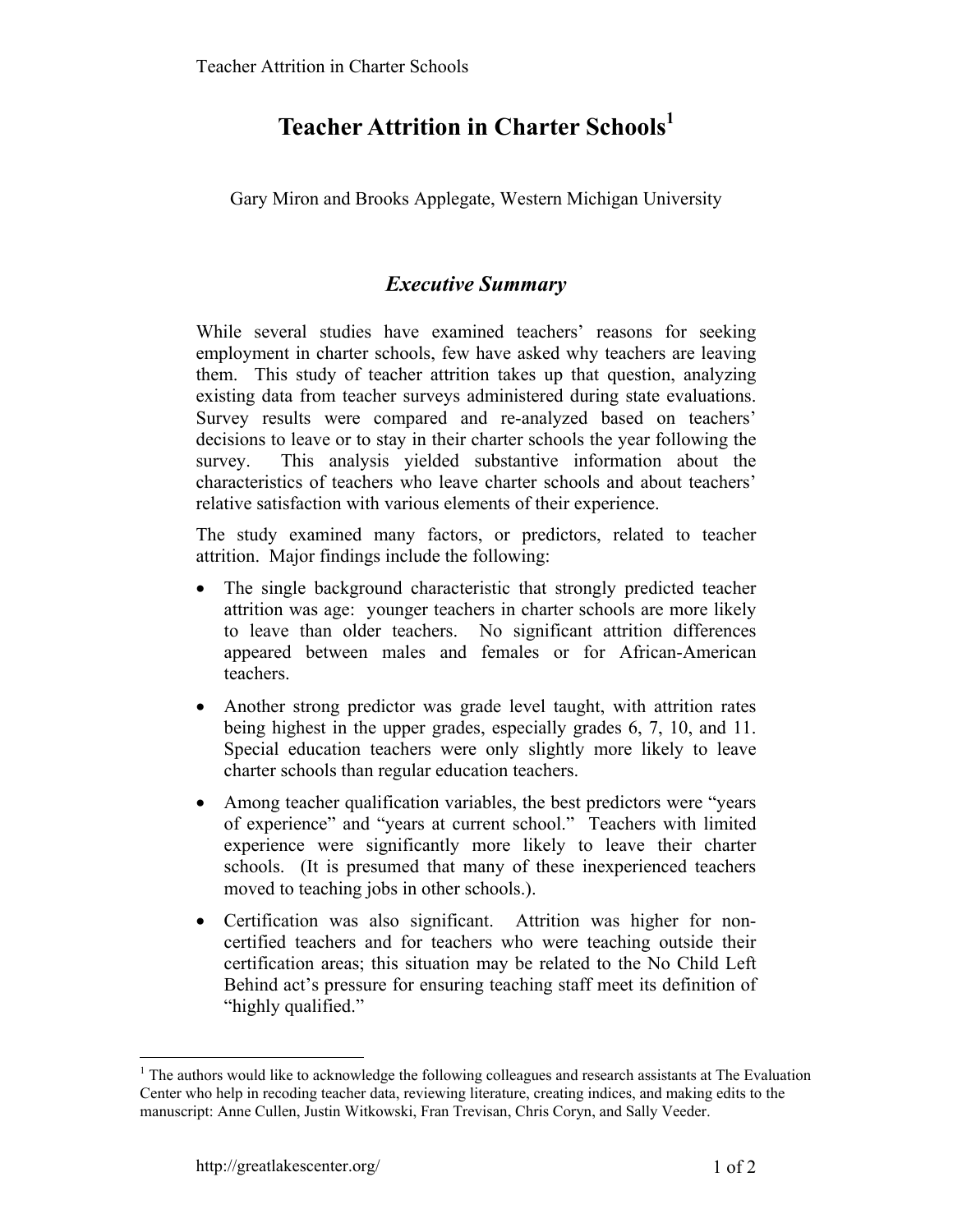# Teacher Attrition in Charter Schools[1]

Gary Miron and Brooks Applegate, Western Michigan University

## *Executive Summary*

While several studies have examined teachers' reasons for seeking employment in charter schools, few have asked why teachers are leaving them. This study of teacher attrition takes up that question, analyzing existing data from teacher surveys administered during state evaluations. Survey results were compared and re-analyzed based on teachers' decisions to leave or to stay in their charter schools the year following the survey. This analysis yielded substantive information about the characteristics of teachers who leave charter schools and about teachers' relative satisfaction with various elements of their experience.

The study examined many factors, or predictors, related to teacher attrition. Major findings include the following:

- The single background characteristic that strongly predicted teacher attrition was age: younger teachers in charter schools are more likely to leave than older teachers. No significant attrition differences appeared between males and females or for African-American teachers.
- Another strong predictor was grade level taught, with attrition rates being highest in the upper grades, especially grades 6, 7, 10, and 11. Special education teachers were only slightly more likely to leave charter schools than regular education teachers.
- Among teacher qualification variables, the best predictors were "years of experience" and "years at current school." Teachers with limited experience were significantly more likely to leave their charter schools. (It is presumed that many of these inexperienced teachers moved to teaching jobs in other schools.).
- Certification was also significant. Attrition was higher for non-certified teachers and for teachers who were teaching outside their certification areas; this situation may be related to the No Child Left Behind act's pressure for ensuring teaching staff meet its definition of "highly qualified."

[1] The authors would like to acknowledge the following colleagues and research assistants at The Evaluation Center who help in recoding teacher data, reviewing literature, creating indices, and making edits to the manuscript: Anne Cullen, Justin Witkowski, Fran Trevisan, Chris Coryn, and Sally Veeder.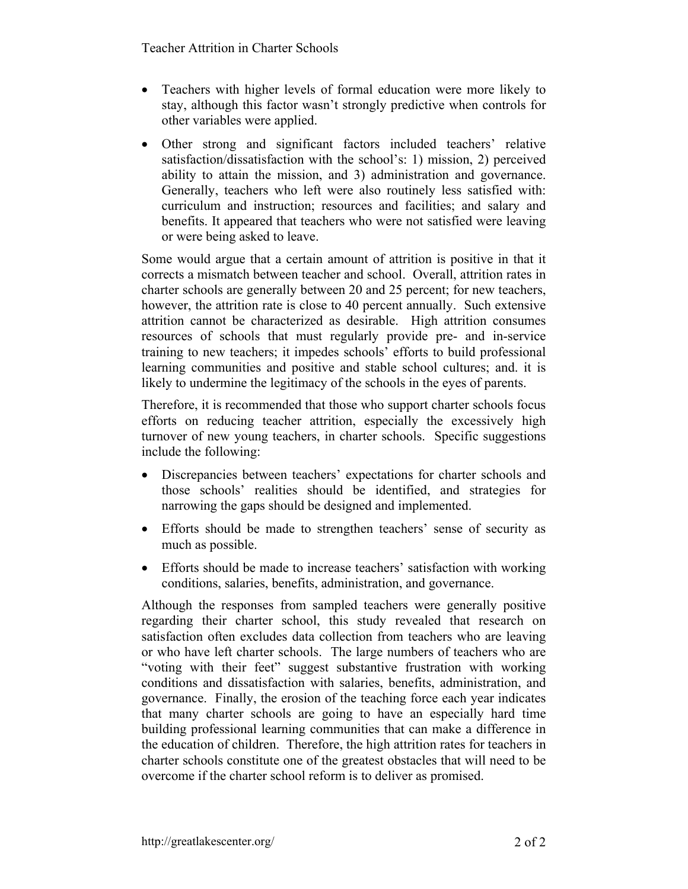- Teachers with higher levels of formal education were more likely to stay, although this factor wasn't strongly predictive when controls for other variables were applied.
- Other strong and significant factors included teachers' relative satisfaction/dissatisfaction with the school's: 1) mission, 2) perceived ability to attain the mission, and 3) administration and governance. Generally, teachers who left were also routinely less satisfied with: curriculum and instruction; resources and facilities; and salary and benefits. It appeared that teachers who were not satisfied were leaving or were being asked to leave.

Some would argue that a certain amount of attrition is positive in that it corrects a mismatch between teacher and school. Overall, attrition rates in charter schools are generally between 20 and 25 percent; for new teachers, however, the attrition rate is close to 40 percent annually. Such extensive attrition cannot be characterized as desirable. High attrition consumes resources of schools that must regularly provide pre- and in-service training to new teachers; it impedes schools' efforts to build professional learning communities and positive and stable school cultures; and. it is likely to undermine the legitimacy of the schools in the eyes of parents.

Therefore, it is recommended that those who support charter schools focus efforts on reducing teacher attrition, especially the excessively high turnover of new young teachers, in charter schools. Specific suggestions include the following:

- Discrepancies between teachers' expectations for charter schools and those schools' realities should be identified, and strategies for narrowing the gaps should be designed and implemented.
- Efforts should be made to strengthen teachers' sense of security as much as possible.
- Efforts should be made to increase teachers' satisfaction with working conditions, salaries, benefits, administration, and governance.

Although the responses from sampled teachers were generally positive regarding their charter school, this study revealed that research on satisfaction often excludes data collection from teachers who are leaving or who have left charter schools. The large numbers of teachers who are "voting with their feet" suggest substantive frustration with working conditions and dissatisfaction with salaries, benefits, administration, and governance. Finally, the erosion of the teaching force each year indicates that many charter schools are going to have an especially hard time building professional learning communities that can make a difference in the education of children. Therefore, the high attrition rates for teachers in charter schools constitute one of the greatest obstacles that will need to be overcome if the charter school reform is to deliver as promised.